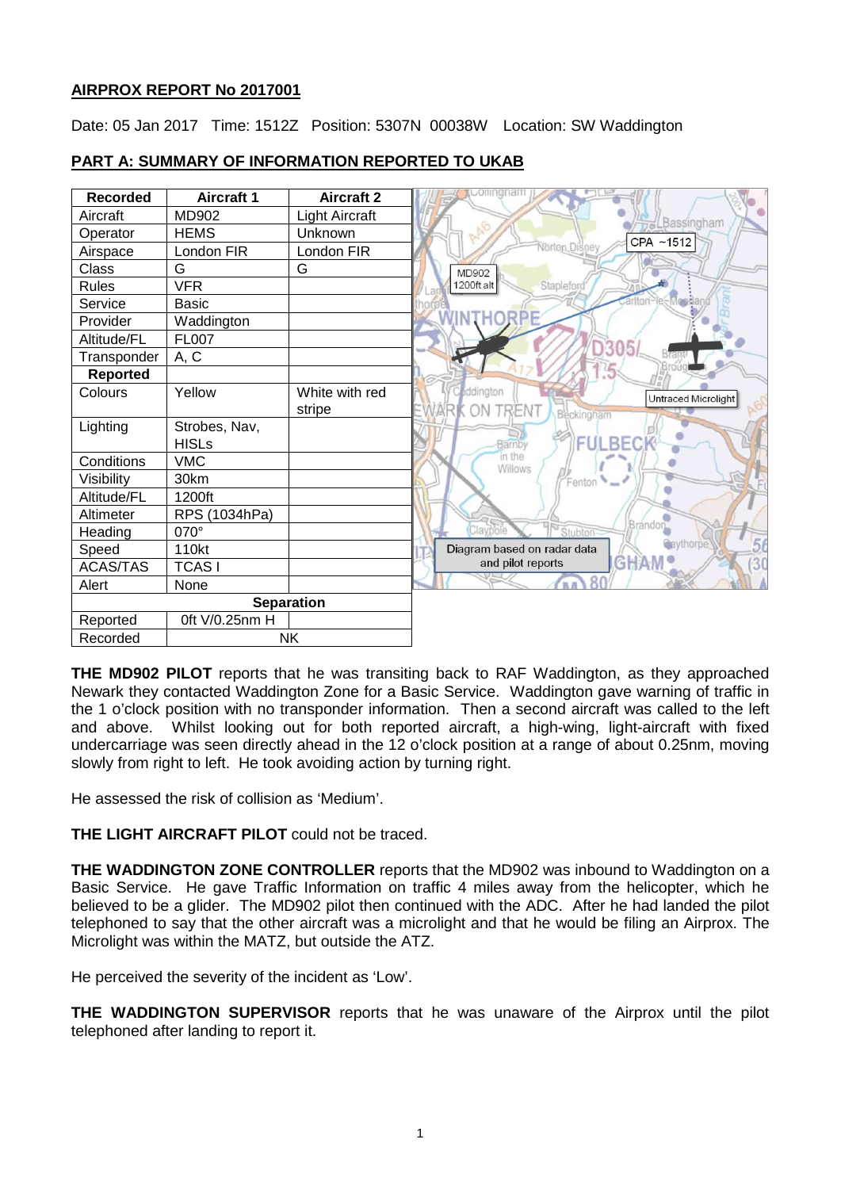**AIRPROX REPORT No 2017001**

Date: 05 Jan 2017 Time: 1512Z Position: 5307N 00038W Location: SW Waddington

**PART A: SUMMARY OF INFORMATION REPORTED TO UKAB**

| Recorded | Aircraft 1 | Aircraft 2 |
|---|---|---|
| Aircraft | MD902 | Light Aircraft |
| Operator | HEMS | Unknown |
| Airspace | London FIR | London FIR |
| Class | G | G |
| Rules | VFR | |
| Service | Basic | |
| Provider | Waddington | |
| Altitude/FL | FL007 | |
| Transponder | A, C | |
| **Reported** | | |
| Colours | Yellow | White with red stripe |
| Lighting | Strobes, Nav, HISLs | |
| Conditions | VMC | |
| Visibility | 30km | |
| Altitude/FL | 1200ft | |
| Altimeter | RPS (1034hPa) | |
| Heading | 070° | |
| Speed | 110kt | |
| ACAS/TAS | TCAS I | |
| Alert | None | |
| **Separation** | | |
| Reported | 0ft V/0.25nm H | |
| Recorded | NK | |

Diagram based on radar data and pilot reports

**THE MD902 PILOT** reports that he was transiting back to RAF Waddington, as they approached Newark they contacted Waddington Zone for a Basic Service. Waddington gave warning of traffic in the 1 o'clock position with no transponder information. Then a second aircraft was called to the left and above. Whilst looking out for both reported aircraft, a high-wing, light-aircraft with fixed undercarriage was seen directly ahead in the 12 o'clock position at a range of about 0.25nm, moving slowly from right to left. He took avoiding action by turning right.

He assessed the risk of collision as 'Medium'.

**THE LIGHT AIRCRAFT PILOT** could not be traced.

**THE WADDINGTON ZONE CONTROLLER** reports that the MD902 was inbound to Waddington on a Basic Service. He gave Traffic Information on traffic 4 miles away from the helicopter, which he believed to be a glider. The MD902 pilot then continued with the ADC. After he had landed the pilot telephoned to say that the other aircraft was a microlight and that he would be filing an Airprox. The Microlight was within the MATZ, but outside the ATZ.

He perceived the severity of the incident as 'Low'.

**THE WADDINGTON SUPERVISOR** reports that he was unaware of the Airprox until the pilot telephoned after landing to report it.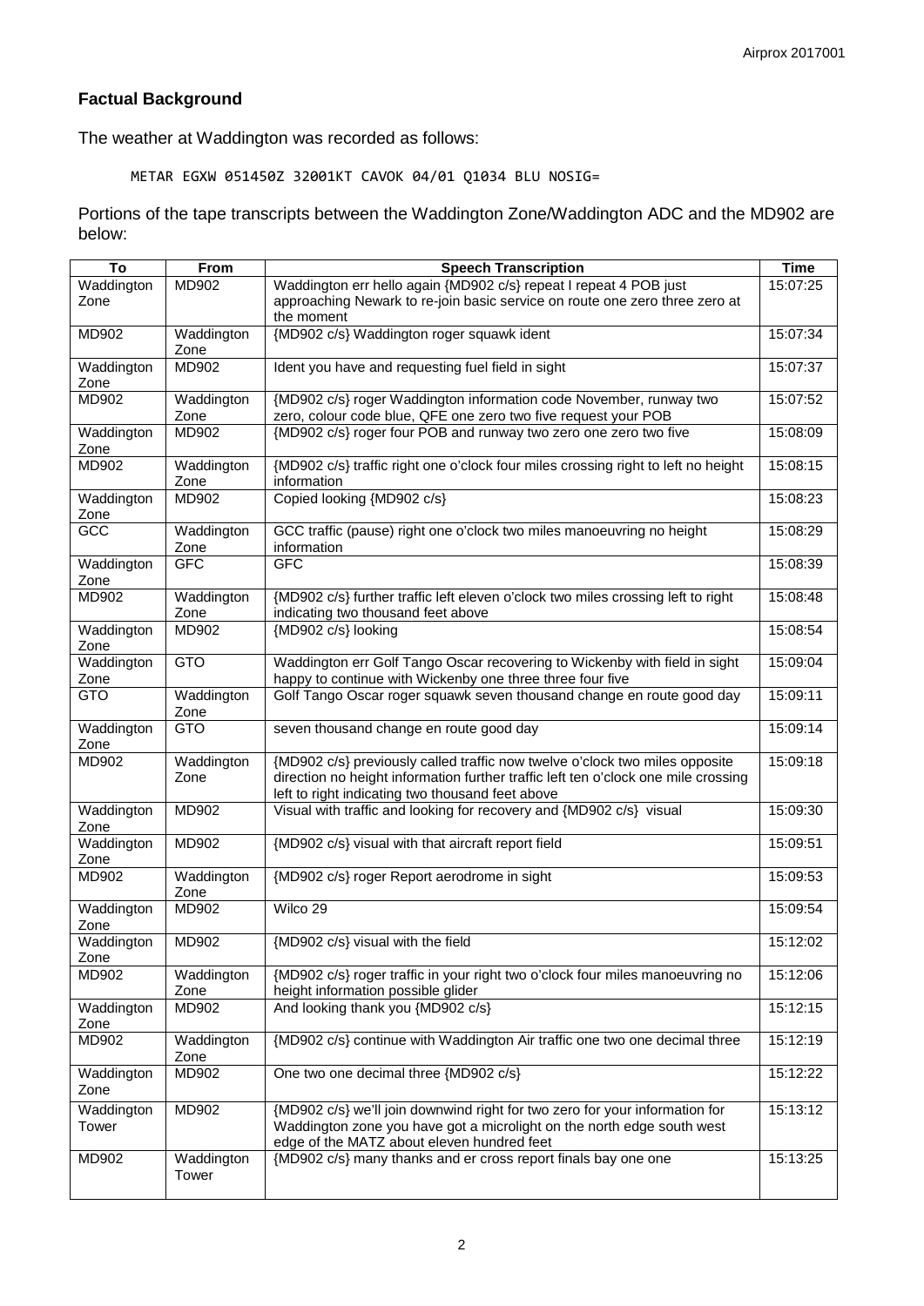## Factual Background

The weather at Waddington was recorded as follows:

```
METAR EGXW 051450Z 32001KT CAVOK 04/01 Q1034 BLU NOSIG=
```

Portions of the tape transcripts between the Waddington Zone/Waddington ADC and the MD902 are below:

| To | From | Speech Transcription | Time |
|---|---|---|---|
| Waddington Zone | MD902 | Waddington err hello again {MD902 c/s} repeat I repeat 4 POB just approaching Newark to re-join basic service on route one zero three zero at the moment | 15:07:25 |
| MD902 | Waddington Zone | {MD902 c/s} Waddington roger squawk ident | 15:07:34 |
| Waddington Zone | MD902 | Ident you have and requesting fuel field in sight | 15:07:37 |
| MD902 | Waddington Zone | {MD902 c/s} roger Waddington information code November, runway two zero, colour code blue, QFE one zero two five request your POB | 15:07:52 |
| Waddington Zone | MD902 | {MD902 c/s} roger four POB and runway two zero one zero two five | 15:08:09 |
| MD902 | Waddington Zone | {MD902 c/s} traffic right one o'clock four miles crossing right to left no height information | 15:08:15 |
| Waddington Zone | MD902 | Copied looking {MD902 c/s} | 15:08:23 |
| GCC | Waddington Zone | GCC traffic (pause) right one o'clock two miles manoeuvring no height information | 15:08:29 |
| Waddington Zone | GFC | GFC | 15:08:39 |
| MD902 | Waddington Zone | {MD902 c/s} further traffic left eleven o'clock two miles crossing left to right indicating two thousand feet above | 15:08:48 |
| Waddington Zone | MD902 | {MD902 c/s} looking | 15:08:54 |
| Waddington Zone | GTO | Waddington err Golf Tango Oscar recovering to Wickenby with field in sight happy to continue with Wickenby one three three four five | 15:09:04 |
| GTO | Waddington Zone | Golf Tango Oscar roger squawk seven thousand change en route good day | 15:09:11 |
| Waddington Zone | GTO | seven thousand change en route good day | 15:09:14 |
| MD902 | Waddington Zone | {MD902 c/s} previously called traffic now twelve o'clock two miles opposite direction no height information further traffic left ten o'clock one mile crossing left to right indicating two thousand feet above | 15:09:18 |
| Waddington Zone | MD902 | Visual with traffic and looking for recovery and {MD902 c/s} visual | 15:09:30 |
| Waddington Zone | MD902 | {MD902 c/s} visual with that aircraft report field | 15:09:51 |
| MD902 | Waddington Zone | {MD902 c/s} roger Report aerodrome in sight | 15:09:53 |
| Waddington Zone | MD902 | Wilco 29 | 15:09:54 |
| Waddington Zone | MD902 | {MD902 c/s} visual with the field | 15:12:02 |
| MD902 | Waddington Zone | {MD902 c/s} roger traffic in your right two o'clock four miles manoeuvring no height information possible glider | 15:12:06 |
| Waddington Zone | MD902 | And looking thank you {MD902 c/s} | 15:12:15 |
| MD902 | Waddington Zone | {MD902 c/s} continue with Waddington Air traffic one two one decimal three | 15:12:19 |
| Waddington Zone | MD902 | One two one decimal three {MD902 c/s} | 15:12:22 |
| Waddington Tower | MD902 | {MD902 c/s} we'll join downwind right for two zero for your information for Waddington zone you have got a microlight on the north edge south west edge of the MATZ about eleven hundred feet | 15:13:12 |
| MD902 | Waddington Tower | {MD902 c/s} many thanks and er cross report finals bay one one | 15:13:25 |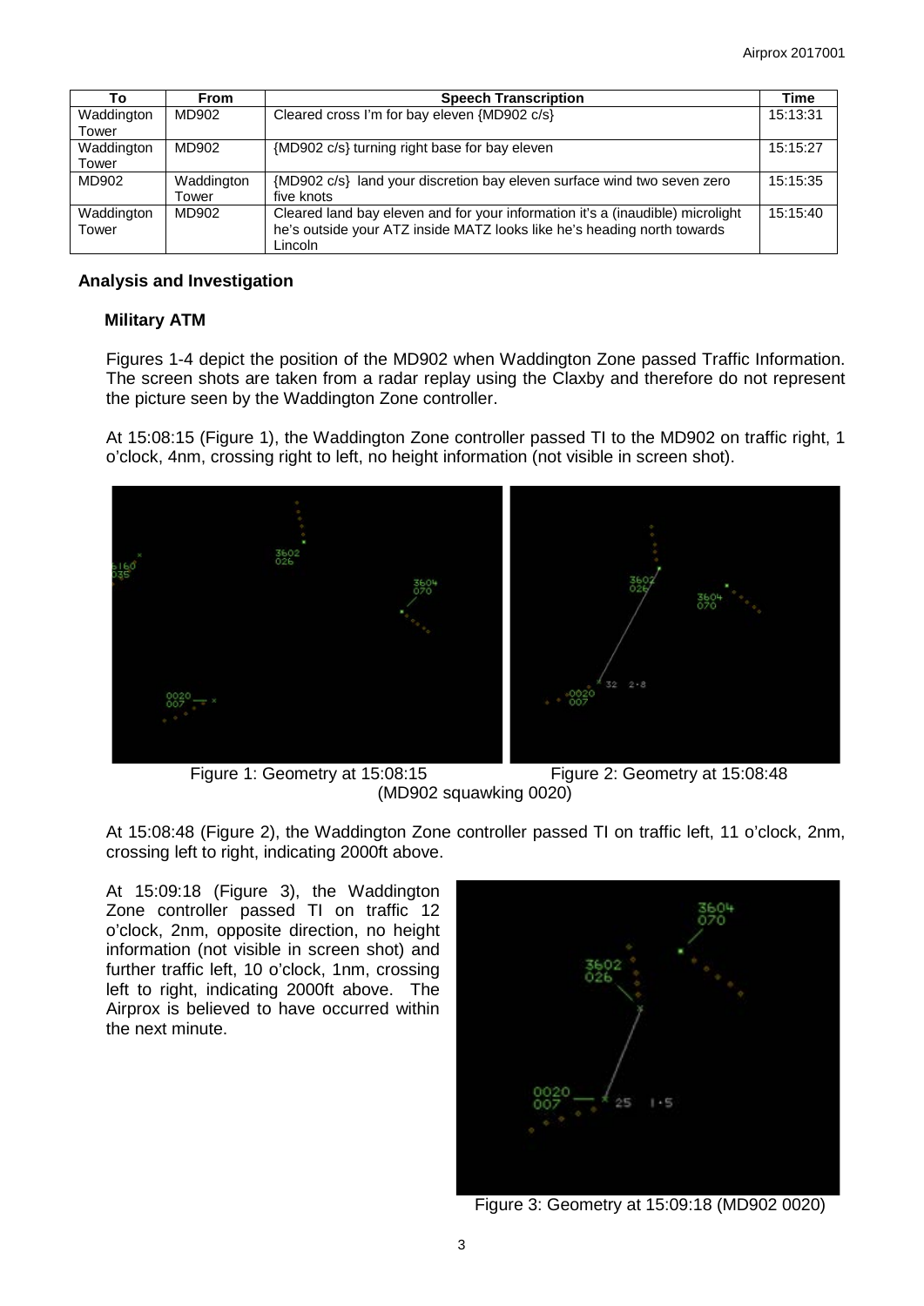| To | From | Speech Transcription | Time |
|---|---|---|---|
| Waddington Tower | MD902 | Cleared cross I'm for bay eleven {MD902 c/s} | 15:13:31 |
| Waddington Tower | MD902 | {MD902 c/s} turning right base for bay eleven | 15:15:27 |
| MD902 | Waddington Tower | {MD902 c/s} land your discretion bay eleven surface wind two seven zero five knots | 15:15:35 |
| Waddington Tower | MD902 | Cleared land bay eleven and for your information it's a (inaudible) microlight he's outside your ATZ inside MATZ looks like he's heading north towards Lincoln | 15:15:40 |

## Analysis and Investigation

### Military ATM

Figures 1-4 depict the position of the MD902 when Waddington Zone passed Traffic Information. The screen shots are taken from a radar replay using the Claxby and therefore do not represent the picture seen by the Waddington Zone controller.

At 15:08:15 (Figure 1), the Waddington Zone controller passed TI to the MD902 on traffic right, 1 o'clock, 4nm, crossing right to left, no height information (not visible in screen shot).

Figure 1: Geometry at 15:08:15 Figure 2: Geometry at 15:08:48 (MD902 squawking 0020)

At 15:08:48 (Figure 2), the Waddington Zone controller passed TI on traffic left, 11 o'clock, 2nm, crossing left to right, indicating 2000ft above.

At 15:09:18 (Figure 3), the Waddington Zone controller passed TI on traffic 12 o'clock, 2nm, opposite direction, no height information (not visible in screen shot) and further traffic left, 10 o'clock, 1nm, crossing left to right, indicating 2000ft above. The Airprox is believed to have occurred within the next minute.

Figure 3: Geometry at 15:09:18 (MD902 0020)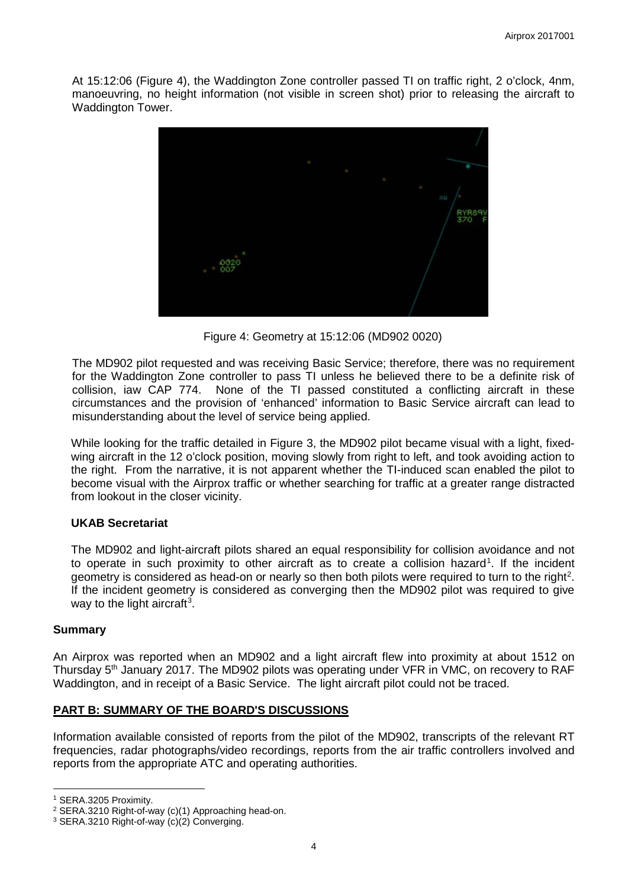At 15:12:06 (Figure 4), the Waddington Zone controller passed TI on traffic right, 2 o'clock, 4nm, manoeuvring, no height information (not visible in screen shot) prior to releasing the aircraft to Waddington Tower.

Figure 4: Geometry at 15:12:06 (MD902 0020)

The MD902 pilot requested and was receiving Basic Service; therefore, there was no requirement for the Waddington Zone controller to pass TI unless he believed there to be a definite risk of collision, iaw CAP 774. None of the TI passed constituted a conflicting aircraft in these circumstances and the provision of 'enhanced' information to Basic Service aircraft can lead to misunderstanding about the level of service being applied.

While looking for the traffic detailed in Figure 3, the MD902 pilot became visual with a light, fixed-wing aircraft in the 12 o'clock position, moving slowly from right to left, and took avoiding action to the right. From the narrative, it is not apparent whether the TI-induced scan enabled the pilot to become visual with the Airprox traffic or whether searching for traffic at a greater range distracted from lookout in the closer vicinity.

**UKAB Secretariat**

The MD902 and light-aircraft pilots shared an equal responsibility for collision avoidance and not to operate in such proximity to other aircraft as to create a collision hazard[1]. If the incident geometry is considered as head-on or nearly so then both pilots were required to turn to the right[2]. If the incident geometry is considered as converging then the MD902 pilot was required to give way to the light aircraft[3].

## Summary

An Airprox was reported when an MD902 and a light aircraft flew into proximity at about 1512 on Thursday 5th January 2017. The MD902 pilots was operating under VFR in VMC, on recovery to RAF Waddington, and in receipt of a Basic Service. The light aircraft pilot could not be traced.

## PART B: SUMMARY OF THE BOARD'S DISCUSSIONS

Information available consisted of reports from the pilot of the MD902, transcripts of the relevant RT frequencies, radar photographs/video recordings, reports from the air traffic controllers involved and reports from the appropriate ATC and operating authorities.

[1] SERA.3205 Proximity.
[2] SERA.3210 Right-of-way (c)(1) Approaching head-on.
[3] SERA.3210 Right-of-way (c)(2) Converging.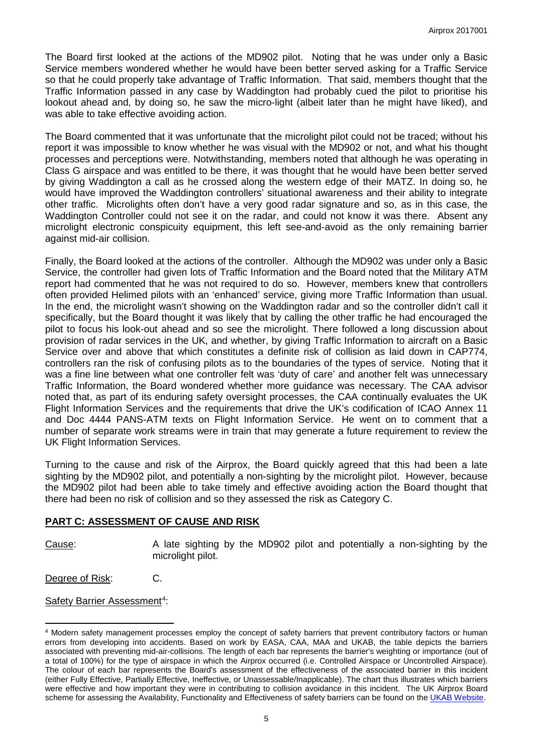The Board first looked at the actions of the MD902 pilot. Noting that he was under only a Basic Service members wondered whether he would have been better served asking for a Traffic Service so that he could properly take advantage of Traffic Information. That said, members thought that the Traffic Information passed in any case by Waddington had probably cued the pilot to prioritise his lookout ahead and, by doing so, he saw the micro-light (albeit later than he might have liked), and was able to take effective avoiding action.

The Board commented that it was unfortunate that the microlight pilot could not be traced; without his report it was impossible to know whether he was visual with the MD902 or not, and what his thought processes and perceptions were. Notwithstanding, members noted that although he was operating in Class G airspace and was entitled to be there, it was thought that he would have been better served by giving Waddington a call as he crossed along the western edge of their MATZ. In doing so, he would have improved the Waddington controllers' situational awareness and their ability to integrate other traffic. Microlights often don't have a very good radar signature and so, as in this case, the Waddington Controller could not see it on the radar, and could not know it was there. Absent any microlight electronic conspicuity equipment, this left see-and-avoid as the only remaining barrier against mid-air collision.

Finally, the Board looked at the actions of the controller. Although the MD902 was under only a Basic Service, the controller had given lots of Traffic Information and the Board noted that the Military ATM report had commented that he was not required to do so. However, members knew that controllers often provided Helimed pilots with an 'enhanced' service, giving more Traffic Information than usual. In the end, the microlight wasn't showing on the Waddington radar and so the controller didn't call it specifically, but the Board thought it was likely that by calling the other traffic he had encouraged the pilot to focus his look-out ahead and so see the microlight. There followed a long discussion about provision of radar services in the UK, and whether, by giving Traffic Information to aircraft on a Basic Service over and above that which constitutes a definite risk of collision as laid down in CAP774, controllers ran the risk of confusing pilots as to the boundaries of the types of service. Noting that it was a fine line between what one controller felt was 'duty of care' and another felt was unnecessary Traffic Information, the Board wondered whether more guidance was necessary. The CAA advisor noted that, as part of its enduring safety oversight processes, the CAA continually evaluates the UK Flight Information Services and the requirements that drive the UK's codification of ICAO Annex 11 and Doc 4444 PANS-ATM texts on Flight Information Service. He went on to comment that a number of separate work streams were in train that may generate a future requirement to review the UK Flight Information Services.

Turning to the cause and risk of the Airprox, the Board quickly agreed that this had been a late sighting by the MD902 pilot, and potentially a non-sighting by the microlight pilot. However, because the MD902 pilot had been able to take timely and effective avoiding action the Board thought that there had been no risk of collision and so they assessed the risk as Category C.

## PART C: ASSESSMENT OF CAUSE AND RISK

Cause: A late sighting by the MD902 pilot and potentially a non-sighting by the microlight pilot.

Degree of Risk: C.

Safety Barrier Assessment[4]:

[4] Modern safety management processes employ the concept of safety barriers that prevent contributory factors or human errors from developing into accidents. Based on work by EASA, CAA, MAA and UKAB, the table depicts the barriers associated with preventing mid-air-collisions. The length of each bar represents the barrier's weighting or importance (out of a total of 100%) for the type of airspace in which the Airprox occurred (i.e. Controlled Airspace or Uncontrolled Airspace). The colour of each bar represents the Board's assessment of the effectiveness of the associated barrier in this incident (either Fully Effective, Partially Effective, Ineffective, or Unassessable/Inapplicable). The chart thus illustrates which barriers were effective and how important they were in contributing to collision avoidance in this incident. The UK Airprox Board scheme for assessing the Availability, Functionality and Effectiveness of safety barriers can be found on the UKAB Website.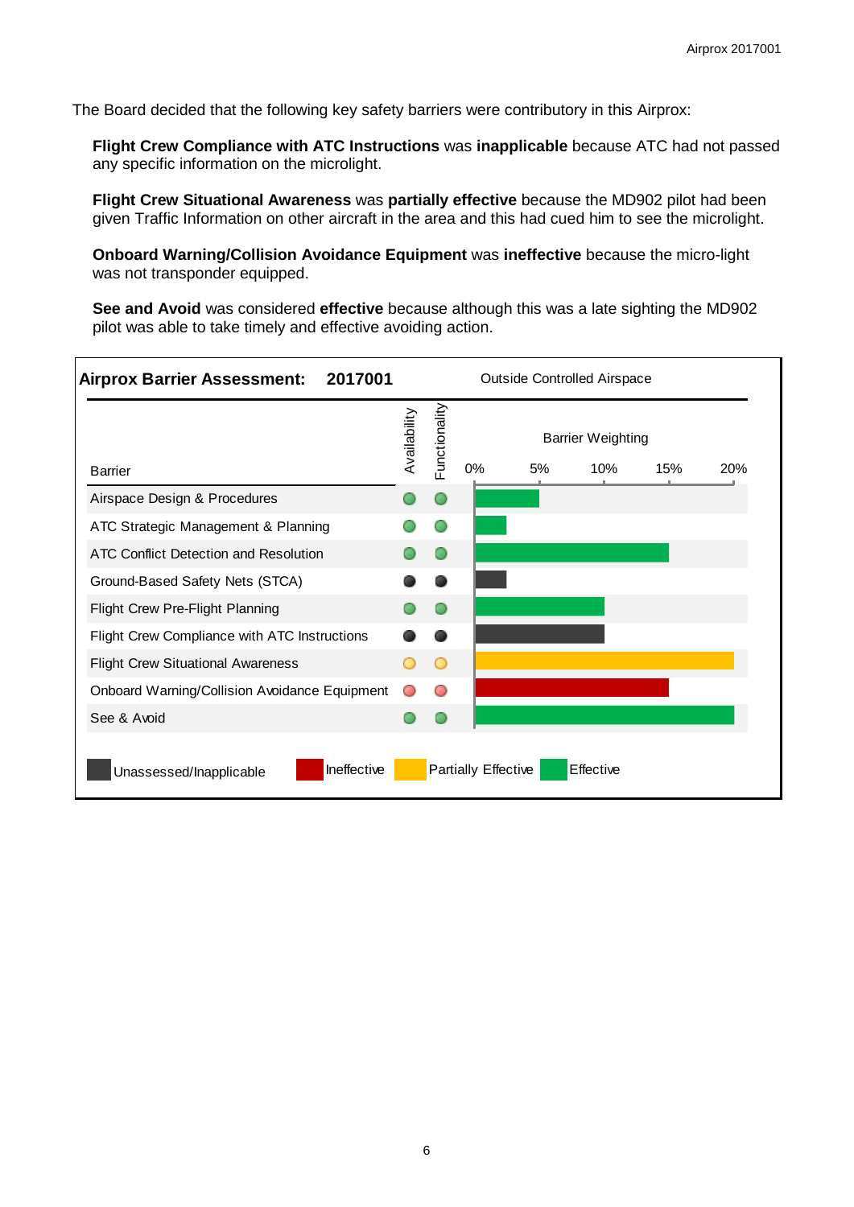The Board decided that the following key safety barriers were contributory in this Airprox:

**Flight Crew Compliance with ATC Instructions** was **inapplicable** because ATC had not passed any specific information on the microlight.

**Flight Crew Situational Awareness** was **partially effective** because the MD902 pilot had been given Traffic Information on other aircraft in the area and this had cued him to see the microlight.

**Onboard Warning/Collision Avoidance Equipment** was **ineffective** because the micro-light was not transponder equipped.

**See and Avoid** was considered **effective** because although this was a late sighting the MD902 pilot was able to take timely and effective avoiding action.

**Airprox Barrier Assessment: 2017001**

Outside Controlled Airspace

Barrier

Availability

Functionality

Barrier Weighting

0%
5%
10%
15%
20%

Airspace Design & Procedures

ATC Strategic Management & Planning

ATC Conflict Detection and Resolution

Ground-Based Safety Nets (STCA)

Flight Crew Pre-Flight Planning

Flight Crew Compliance with ATC Instructions

Flight Crew Situational Awareness

Onboard Warning/Collision Avoidance Equipment

See & Avoid

Unassessed/Inapplicable
Ineffective
Partially Effective
Effective